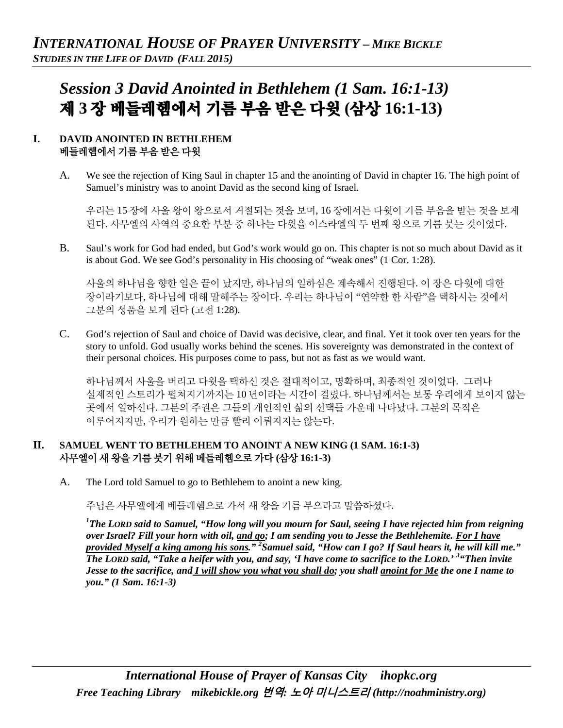# *Session 3 David Anointed in Bethlehem (1 Sam. 16:1-13)*
# 제 3 장 베들레헴에서 기름 부음 받은 다윗 (삼상 16:1-13)

## I. DAVID ANOINTED IN BETHLEHEM
## 베들레헴에서 기름 부음 받은 다윗

A. We see the rejection of King Saul in chapter 15 and the anointing of David in chapter 16. The high point of Samuel's ministry was to anoint David as the second king of Israel.

우리는 15 장에 사울 왕이 왕으로서 거절되는 것을 보며, 16 장에서는 다윗이 기름 부음을 받는 것을 보게 된다. 사무엘의 사역의 중요한 부분 중 하나는 다윗을 이스라엘의 두 번째 왕으로 기름 붓는 것이었다.

B. Saul's work for God had ended, but God's work would go on. This chapter is not so much about David as it is about God. We see God's personality in His choosing of "weak ones" (1 Cor. 1:28).

사울의 하나님을 향한 일은 끝이 났지만, 하나님의 일하심은 계속해서 진행된다. 이 장은 다윗에 대한 장이라기보다, 하나님에 대해 말해주는 장이다. 우리는 하나님이 "연약한 한 사람"을 택하시는 것에서 그분의 성품을 보게 된다 (고전 1:28).

C. God's rejection of Saul and choice of David was decisive, clear, and final. Yet it took over ten years for the story to unfold. God usually works behind the scenes. His sovereignty was demonstrated in the context of their personal choices. His purposes come to pass, but not as fast as we would want.

하나님께서 사울을 버리고 다윗을 택하신 것은 절대적이고, 명확하며, 최종적인 것이었다. 그러나 실제적인 스토리가 펼쳐지기까지는 10 년이라는 시간이 걸렸다. 하나님께서는 보통 우리에게 보이지 않는 곳에서 일하신다. 그분의 주권은 그들의 개인적인 삶의 선택들 가운데 나타났다. 그분의 목적은 이루어지지만, 우리가 원하는 만큼 빨리 이뤄지지는 않는다.

## II. SAMUEL WENT TO BETHLEHEM TO ANOINT A NEW KING (1 SAM. 16:1-3)
## 사무엘이 새 왕을 기름 붓기 위해 베들레헴으로 가다 (삼상 16:1-3)

A. The Lord told Samuel to go to Bethlehem to anoint a new king.

주님은 사무엘에게 베들레헴으로 가서 새 왕을 기름 부으라고 말씀하셨다.

***[1]The LORD said to Samuel, "How long will you mourn for Saul, seeing I have rejected him from reigning over Israel? Fill your horn with oil, <u>and go</u>; I am sending you to Jesse the Bethlehemite. <u>For I have provided Myself a king among his sons</u>." [2]Samuel said, "How can I go? If Saul hears it, he will kill me." The LORD said, "Take a heifer with you, and say, 'I have come to sacrifice to the LORD.' [3]"Then invite Jesse to the sacrifice, and <u>I will show you what you shall do</u>; you shall <u>anoint for Me</u> the one I name to you." (1 Sam. 16:1-3)***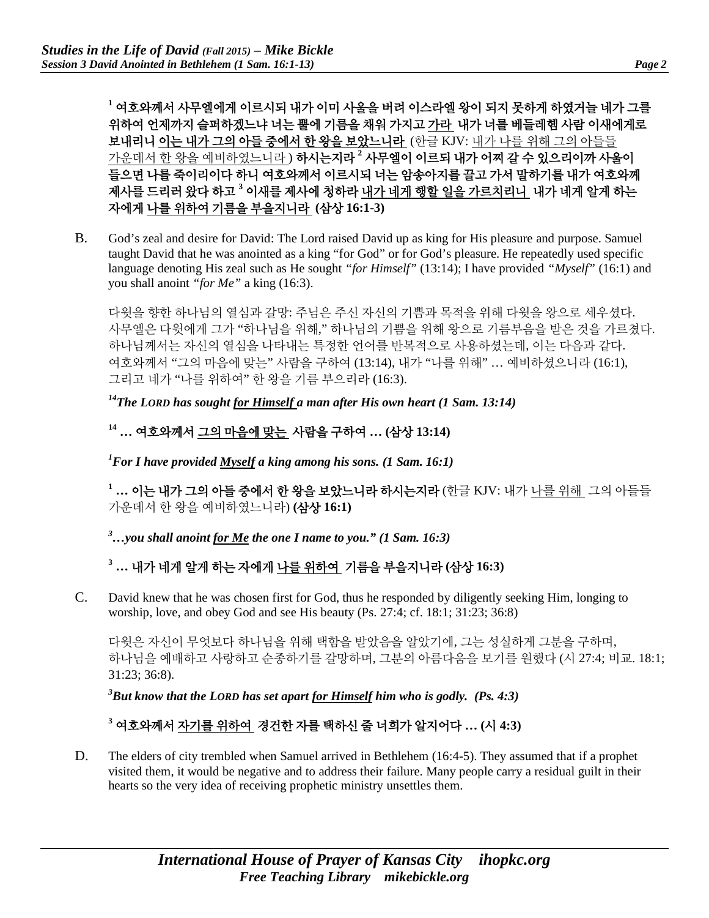**[1] 여호와께서 사무엘에게 이르시되 내가 이미 사울을 버려 이스라엘 왕이 되지 못하게 하였거늘 네가 그를 위하여 언제까지 슬퍼하겠느냐 너는 뿔에 기름을 채워 가지고 가라 내가 너를 베들레헴 사람 이새에게로 보내리니 이는 내가 그의 아들 중에서 한 왕을 보았느니라** (한글 KJV: 내가 나를 위해 그의 아들들 가운데서 한 왕을 예비하였느니라) **하시는지라 [2] 사무엘이 이르되 내가 어찌 갈 수 있으리이까 사울이 들으면 나를 죽이리이다 하니 여호와께서 이르시되 너는 암송아지를 끌고 가서 말하기를 내가 여호와께 제사를 드리러 왔다 하고 [3] 이새를 제사에 청하라 내가 네게 행할 일을 가르치리니 내가 네게 알게 하는 자에게 나를 위하여 기름을 부을지니라 (삼상 16:1-3)**

B. God's zeal and desire for David: The Lord raised David up as king for His pleasure and purpose. Samuel taught David that he was anointed as a king "for God" or for God's pleasure. He repeatedly used specific language denoting His zeal such as He sought *"for Himself"* (13:14); I have provided *"Myself"* (16:1) and you shall anoint *"for Me"* a king (16:3).

다윗을 향한 하나님의 열심과 갈망: 주님은 주신 자신의 기쁨과 목적을 위해 다윗을 왕으로 세우셨다. 사무엘은 다윗에게 그가 "하나님을 위해," 하나님의 기쁨을 위해 왕으로 기름부음을 받은 것을 가르쳤다. 하나님께서는 자신의 열심을 나타내는 특정한 언어를 반복적으로 사용하셨는데, 이는 다음과 같다. 여호와께서 "그의 마음에 맞는" 사람을 구하여 (13:14), 내가 "나를 위해" … 예비하셨으니라 (16:1), 그리고 네가 "나를 위하여" 한 왕을 기름 부으리라 (16:3).

***[14] The LORD has sought for Himself a man after His own heart (1 Sam. 13:14)***

**[14] … 여호와께서 그의 마음에 맞는 사람을 구하여 … (삼상 13:14)**

***[1] For I have provided Myself a king among his sons. (1 Sam. 16:1)***

**[1] … 이는 내가 그의 아들 중에서 한 왕을 보았느니라 하시는지라** (한글 KJV: 내가 나를 위해 그의 아들들 가운데서 한 왕을 예비하였느니라) **(삼상 16:1)**

***[3] …you shall anoint for Me the one I name to you." (1 Sam. 16:3)***

**[3] … 내가 네게 알게 하는 자에게 나를 위하여 기름을 부을지니라 (삼상 16:3)**

C. David knew that he was chosen first for God, thus he responded by diligently seeking Him, longing to worship, love, and obey God and see His beauty (Ps. 27:4; cf. 18:1; 31:23; 36:8)

다윗은 자신이 무엇보다 하나님을 위해 택함을 받았음을 알았기에, 그는 성실하게 그분을 구하며, 하나님을 예배하고 사랑하고 순종하기를 갈망하며, 그분의 아름다움을 보기를 원했다 (시 27:4; 비교. 18:1; 31:23; 36:8).

***[3] But know that the LORD has set apart for Himself him who is godly. (Ps. 4:3)***

**[3] 여호와께서 자기를 위하여 경건한 자를 택하신 줄 너희가 알지어다 … (시 4:3)**

D. The elders of city trembled when Samuel arrived in Bethlehem (16:4-5). They assumed that if a prophet visited them, it would be negative and to address their failure. Many people carry a residual guilt in their hearts so the very idea of receiving prophetic ministry unsettles them.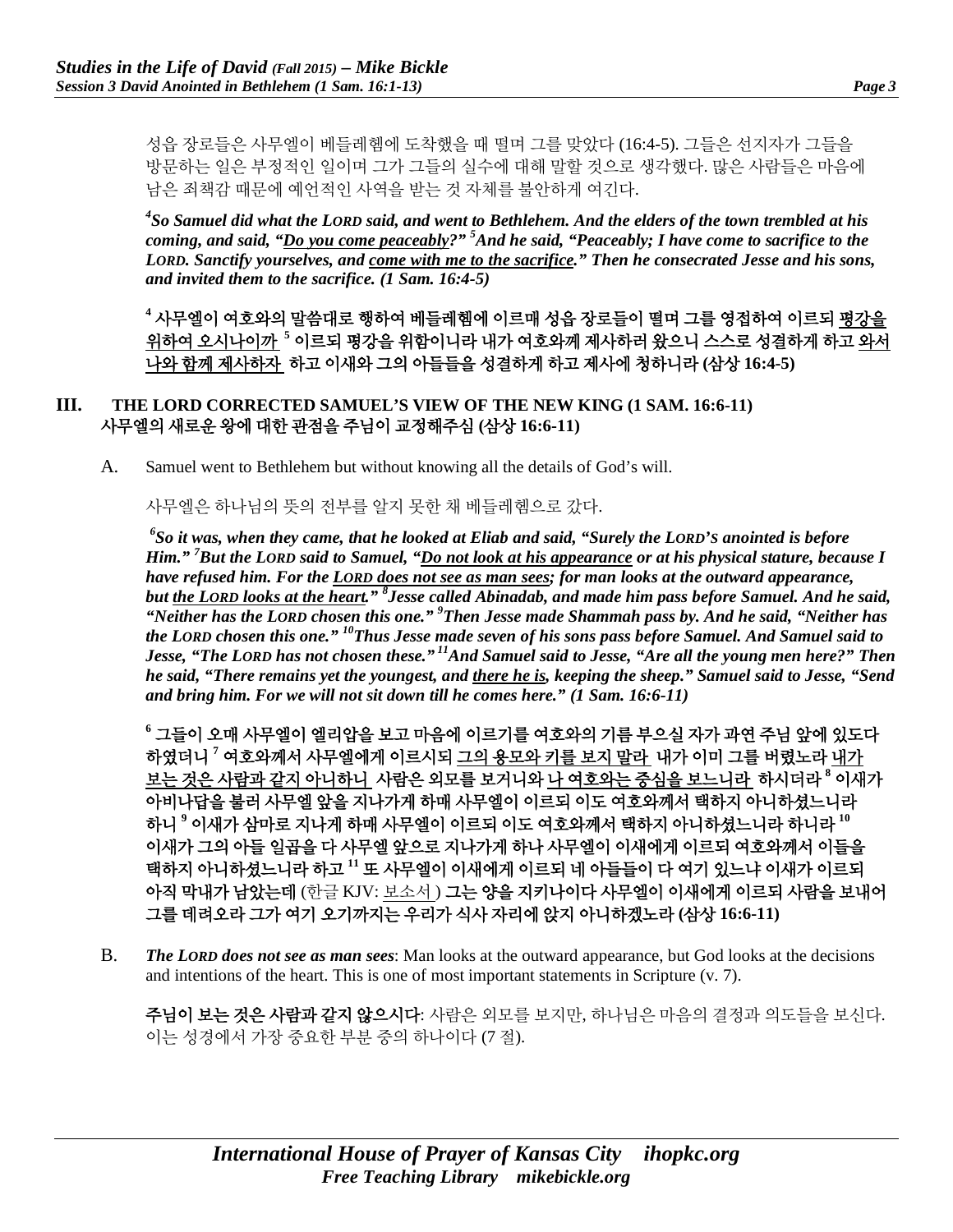성읍 장로들은 사무엘이 베들레헴에 도착했을 때 떨며 그를 맞았다 (16:4-5). 그들은 선지자가 그들을 방문하는 일은 부정적인 일이며 그가 그들의 실수에 대해 말할 것으로 생각했다. 많은 사람들은 마음에 남은 죄책감 때문에 예언적인 사역을 받는 것 자체를 불안하게 여긴다.

***[4]So Samuel did what the LORD said, and went to Bethlehem. And the elders of the town trembled at his coming, and said, "<u>Do you come peaceably</u>?" [5]And he said, "Peaceably; I have come to sacrifice to the LORD. Sanctify yourselves, and <u>come with me to the sacrifice</u>." Then he consecrated Jesse and his sons, and invited them to the sacrifice. (1 Sam. 16:4-5)***

**[4] 사무엘이 여호와의 말씀대로 행하여 베들레헴에 이르매 성읍 장로들이 떨며 그를 영접하여 이르되 <u>평강을 위하여 오시나이까</u> [5] 이르되 평강을 위함이니라 내가 여호와께 제사하러 왔으니 스스로 성결하게 하고 <u>와서 나와 함께 제사하자</u> 하고 이새와 그의 아들들을 성결하게 하고 제사에 청하니라 (삼상 16:4-5)**

## III. THE LORD CORRECTED SAMUEL'S VIEW OF THE NEW KING (1 SAM. 16:6-11) 사무엘의 새로운 왕에 대한 관점을 주님이 교정해주심 (삼상 16:6-11)

A. Samuel went to Bethlehem but without knowing all the details of God's will.

사무엘은 하나님의 뜻의 전부를 알지 못한 채 베들레헴으로 갔다.

***[6]So it was, when they came, that he looked at Eliab and said, "Surely the LORD's anointed is before Him." [7]But the LORD said to Samuel, "<u>Do not look at his appearance</u> or at his physical stature, because I have refused him. For the <u>LORD does not see as man sees</u>; for man looks at the outward appearance, but <u>the LORD looks at the heart</u>." [8]Jesse called Abinadab, and made him pass before Samuel. And he said, "Neither has the LORD chosen this one." [9]Then Jesse made Shammah pass by. And he said, "Neither has the LORD chosen this one." [10]Thus Jesse made seven of his sons pass before Samuel. And Samuel said to Jesse, "The LORD has not chosen these." [11]And Samuel said to Jesse, "Are all the young men here?" Then he said, "There remains yet the youngest, and <u>there he is</u>, keeping the sheep." Samuel said to Jesse, "Send and bring him. For we will not sit down till he comes here." (1 Sam. 16:6-11)***

**[6] 그들이 오매 사무엘이 엘리압을 보고 마음에 이르기를 여호와의 기름 부으실 자가 과연 주님 앞에 있도다 하였더니 [7] 여호와께서 사무엘에게 이르시되 <u>그의 용모와 키를 보지 말라</u> 내가 이미 그를 버렸노라 <u>내가 보는 것은 사람과 같지 아니하니</u> 사람은 외모를 보거니와 <u>나 여호와는 중심을 보느니라</u> 하시더라 [8] 이새가 아비나답을 불러 사무엘 앞을 지나가게 하매 사무엘이 이르되 이도 여호와께서 택하지 아니하셨느니라 하니 [9] 이새가 삼마로 지나게 하매 사무엘이 이르되 이도 여호와께서 택하지 아니하셨느니라 하니라 [10] 이새가 그의 아들 일곱을 다 사무엘 앞으로 지나가게 하나 사무엘이 이새에게 이르되 여호와께서 이들을 택하지 아니하셨느니라 하고 [11] 또 사무엘이 이새에게 이르되 네 아들들이 다 여기 있느냐 이새가 이르되 아직 막내가 남았는데** (한글 KJV: <u>보소서</u>) **그는 양을 지키나이다 사무엘이 이새에게 이르되 사람을 보내어 그를 데려오라 그가 여기 오기까지는 우리가 식사 자리에 앉지 아니하겠노라 (삼상 16:6-11)**

B. ***The LORD does not see as man sees***: Man looks at the outward appearance, but God looks at the decisions and intentions of the heart. This is one of most important statements in Scripture (v. 7).

**주님이 보는 것은 사람과 같지 않으시다**: 사람은 외모를 보지만, 하나님은 마음의 결정과 의도들을 보신다. 이는 성경에서 가장 중요한 부분 중의 하나이다 (7 절).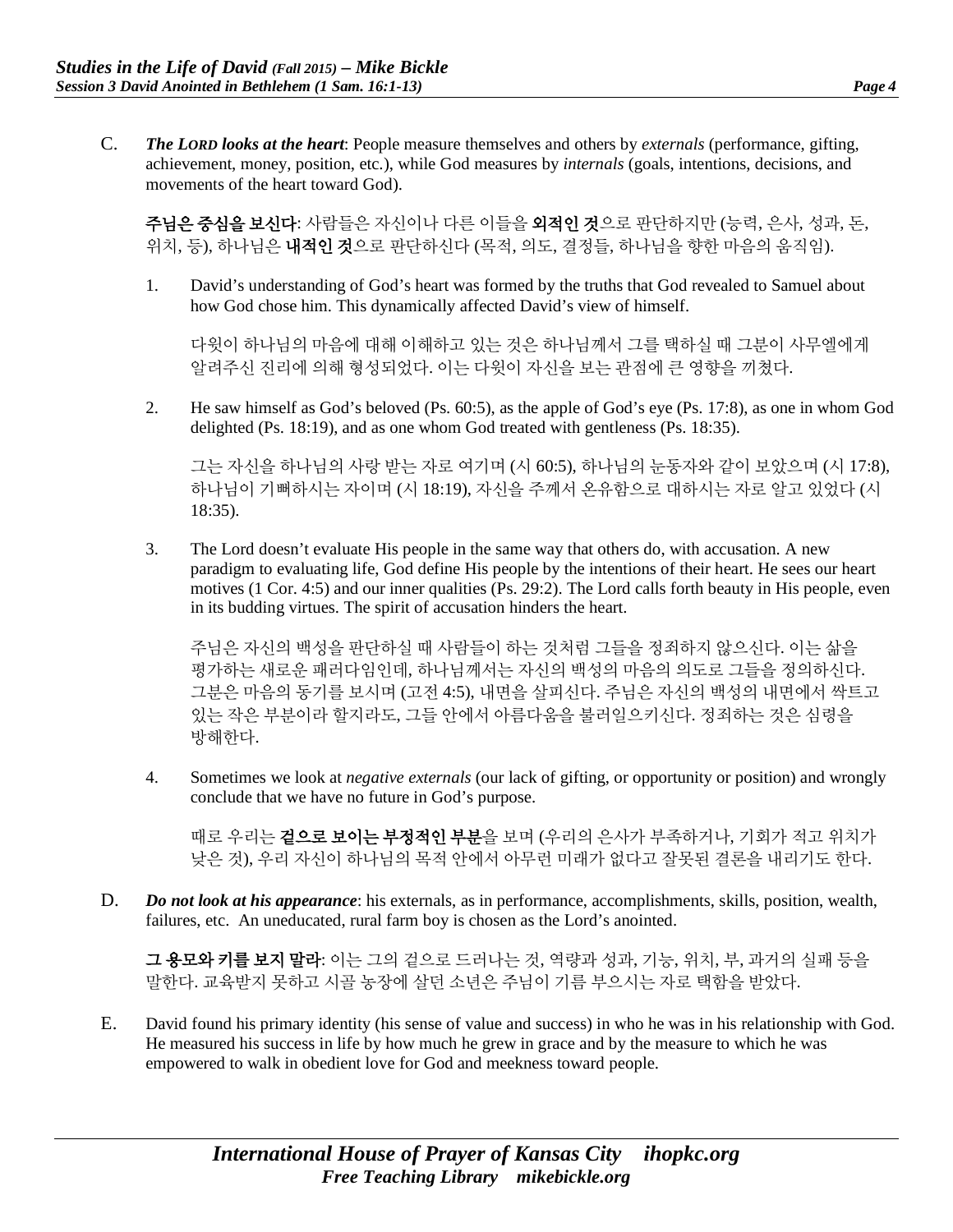C. ***The LORD looks at the heart***: People measure themselves and others by *externals* (performance, gifting, achievement, money, position, etc.), while God measures by *internals* (goals, intentions, decisions, and movements of the heart toward God).

**주님은 중심을 보신다**: 사람들은 자신이나 다른 이들을 **외적인 것**으로 판단하지만 (능력, 은사, 성과, 돈, 위치, 등), 하나님은 **내적인 것**으로 판단하신다 (목적, 의도, 결정들, 하나님을 향한 마음의 움직임).

1. David's understanding of God's heart was formed by the truths that God revealed to Samuel about how God chose him. This dynamically affected David's view of himself.

   다윗이 하나님의 마음에 대해 이해하고 있는 것은 하나님께서 그를 택하실 때 그분이 사무엘에게 알려주신 진리에 의해 형성되었다. 이는 다윗이 자신을 보는 관점에 큰 영향을 끼쳤다.

2. He saw himself as God's beloved (Ps. 60:5), as the apple of God's eye (Ps. 17:8), as one in whom God delighted (Ps. 18:19), and as one whom God treated with gentleness (Ps. 18:35).

   그는 자신을 하나님의 사랑 받는 자로 여기며 (시 60:5), 하나님의 눈동자와 같이 보았으며 (시 17:8), 하나님이 기뻐하시는 자이며 (시 18:19), 자신을 주께서 온유함으로 대하시는 자로 알고 있었다 (시 18:35).

3. The Lord doesn't evaluate His people in the same way that others do, with accusation. A new paradigm to evaluating life, God define His people by the intentions of their heart. He sees our heart motives (1 Cor. 4:5) and our inner qualities (Ps. 29:2). The Lord calls forth beauty in His people, even in its budding virtues. The spirit of accusation hinders the heart.

   주님은 자신의 백성을 판단하실 때 사람들이 하는 것처럼 그들을 정죄하지 않으신다. 이는 삶을 평가하는 새로운 패러다임인데, 하나님께서는 자신의 백성의 마음의 의도로 그들을 정의하신다. 그분은 마음의 동기를 보시며 (고전 4:5), 내면을 살피신다. 주님은 자신의 백성의 내면에서 싹트고 있는 작은 부분이라 할지라도, 그들 안에서 아름다움을 불러일으키신다. 정죄하는 것은 심령을 방해한다.

4. Sometimes we look at *negative externals* (our lack of gifting, or opportunity or position) and wrongly conclude that we have no future in God's purpose.

   때로 우리는 **겉으로 보이는 부정적인 부분**을 보며 (우리의 은사가 부족하거나, 기회가 적고 위치가 낮은 것), 우리 자신이 하나님의 목적 안에서 아무런 미래가 없다고 잘못된 결론을 내리기도 한다.

D. ***Do not look at his appearance***: his externals, as in performance, accomplishments, skills, position, wealth, failures, etc. An uneducated, rural farm boy is chosen as the Lord's anointed.

**그 용모와 키를 보지 말라**: 이는 그의 겉으로 드러나는 것, 역량과 성과, 기능, 위치, 부, 과거의 실패 등을 말한다. 교육받지 못하고 시골 농장에 살던 소년은 주님이 기름 부으시는 자로 택함을 받았다.

E. David found his primary identity (his sense of value and success) in who he was in his relationship with God. He measured his success in life by how much he grew in grace and by the measure to which he was empowered to walk in obedient love for God and meekness toward people.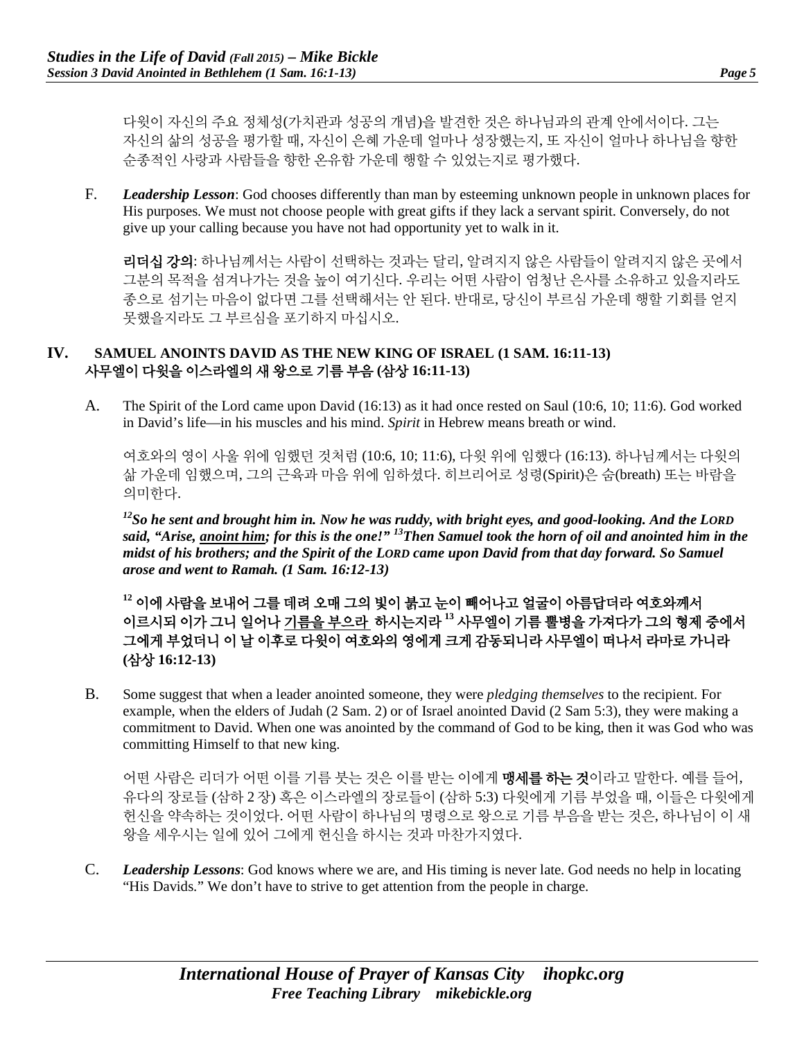다윗이 자신의 주요 정체성(가치관과 성공의 개념)을 발견한 것은 하나님과의 관계 안에서이다. 그는 자신의 삶의 성공을 평가할 때, 자신이 은혜 가운데 얼마나 성장했는지, 또 자신이 얼마나 하나님을 향한 순종적인 사랑과 사람들을 향한 온유함 가운데 행할 수 있었는지로 평가했다.

F. ***Leadership Lesson***: God chooses differently than man by esteeming unknown people in unknown places for His purposes. We must not choose people with great gifts if they lack a servant spirit. Conversely, do not give up your calling because you have not had opportunity yet to walk in it.

**리더십 강의**: 하나님께서는 사람이 선택하는 것과는 달리, 알려지지 않은 사람들이 알려지지 않은 곳에서 그분의 목적을 섬겨나가는 것을 높이 여기신다. 우리는 어떤 사람이 엄청난 은사를 소유하고 있을지라도 종으로 섬기는 마음이 없다면 그를 선택해서는 안 된다. 반대로, 당신이 부르심 가운데 행할 기회를 얻지 못했을지라도 그 부르심을 포기하지 마십시오.

## IV. SAMUEL ANOINTS DAVID AS THE NEW KING OF ISRAEL (1 SAM. 16:11-13) 사무엘이 다윗을 이스라엘의 새 왕으로 기름 부음 (삼상 16:11-13)

A. The Spirit of the Lord came upon David (16:13) as it had once rested on Saul (10:6, 10; 11:6). God worked in David's life—in his muscles and his mind. *Spirit* in Hebrew means breath or wind.

여호와의 영이 사울 위에 임했던 것처럼 (10:6, 10; 11:6), 다윗 위에 임했다 (16:13). 하나님께서는 다윗의 삶 가운데 임했으며, 그의 근육과 마음 위에 임하셨다. 히브리어로 성령(Spirit)은 숨(breath) 또는 바람을 의미한다.

***[12]So he sent and brought him in. Now he was ruddy, with bright eyes, and good-looking. And the LORD said, "Arise, anoint him; for this is the one!" [13]Then Samuel took the horn of oil and anointed him in the midst of his brothers; and the Spirit of the LORD came upon David from that day forward. So Samuel arose and went to Ramah. (1 Sam. 16:12-13)***

**[12] 이에 사람을 보내어 그를 데려 오매 그의 빛이 붉고 눈이 빼어나고 얼굴이 아름답더라 여호와께서 이르시되 이가 그니 일어나 기름을 부으라 하시는지라 [13] 사무엘이 기름 뿔병을 가져다가 그의 형제 중에서 그에게 부었더니 이 날 이후로 다윗이 여호와의 영에게 크게 감동되니라 사무엘이 떠나서 라마로 가니라 (삼상 16:12-13)**

B. Some suggest that when a leader anointed someone, they were *pledging themselves* to the recipient. For example, when the elders of Judah (2 Sam. 2) or of Israel anointed David (2 Sam 5:3), they were making a commitment to David. When one was anointed by the command of God to be king, then it was God who was committing Himself to that new king.

어떤 사람은 리더가 어떤 이를 기름 붓는 것은 이를 받는 이에게 **맹세를 하는 것**이라고 말한다. 예를 들어, 유다의 장로들 (삼하 2 장) 혹은 이스라엘의 장로들이 (삼하 5:3) 다윗에게 기름 부었을 때, 이들은 다윗에게 헌신을 약속하는 것이었다. 어떤 사람이 하나님의 명령으로 왕으로 기름 부음을 받는 것은, 하나님이 이 새 왕을 세우시는 일에 있어 그에게 헌신을 하시는 것과 마찬가지였다.

C. ***Leadership Lessons***: God knows where we are, and His timing is never late. God needs no help in locating "His Davids." We don't have to strive to get attention from the people in charge.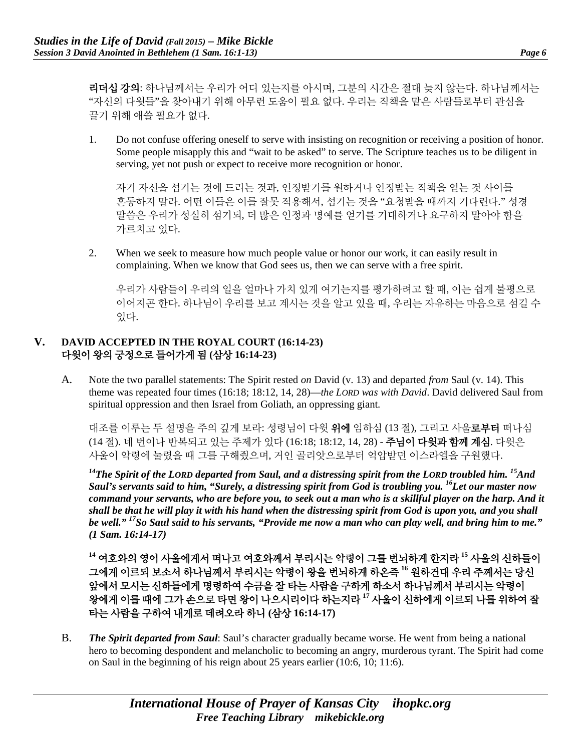**리더십 강의**: 하나님께서는 우리가 어디 있는지를 아시며, 그분의 시간은 절대 늦지 않는다. 하나님께서는 "자신의 다윗들"을 찾아내기 위해 아무런 도움이 필요 없다. 우리는 직책을 맡은 사람들로부터 관심을 끌기 위해 애쓸 필요가 없다.

1. Do not confuse offering oneself to serve with insisting on recognition or receiving a position of honor. Some people misapply this and "wait to be asked" to serve. The Scripture teaches us to be diligent in serving, yet not push or expect to receive more recognition or honor.

   자기 자신을 섬기는 것에 드리는 것과, 인정받기를 원하거나 인정받는 직책을 얻는 것 사이를 혼동하지 말라. 어떤 이들은 이를 잘못 적용해서, 섬기는 것을 "요청받을 때까지 기다린다." 성경 말씀은 우리가 성실히 섬기되, 더 많은 인정과 명예를 얻기를 기대하거나 요구하지 말아야 함을 가르치고 있다.

2. When we seek to measure how much people value or honor our work, it can easily result in complaining. When we know that God sees us, then we can serve with a free spirit.

   우리가 사람들이 우리의 일을 얼마나 가치 있게 여기는지를 평가하려고 할 때, 이는 쉽게 불평으로 이어지곤 한다. 하나님이 우리를 보고 계시는 것을 알고 있을 때, 우리는 자유하는 마음으로 섬길 수 있다.

## V. DAVID ACCEPTED IN THE ROYAL COURT (16:14-23) 다윗이 왕의 궁정으로 들어가게 됨 (삼상 16:14-23)

A. Note the two parallel statements: The Spirit rested *on* David (v. 13) and departed *from* Saul (v. 14). This theme was repeated four times (16:18; 18:12, 14, 28)—*the LORD was with David*. David delivered Saul from spiritual oppression and then Israel from Goliath, an oppressing giant.

대조를 이루는 두 설명을 주의 깊게 보라: 성령님이 다윗 **위에** 임하심 (13 절), 그리고 사울**로부터** 떠나심 (14 절). 네 번이나 반복되고 있는 주제가 있다 (16:18; 18:12, 14, 28) - **주님이 다윗과 함께 계심**. 다윗은 사울이 악령에 눌렸을 때 그를 구해줬으며, 거인 골리앗으로부터 억압받던 이스라엘을 구원했다.

***[14]The Spirit of the LORD departed from Saul, and a distressing spirit from the LORD troubled him. [15]And Saul's servants said to him, "Surely, a distressing spirit from God is troubling you. [16]Let our master now command your servants, who are before you, to seek out a man who is a skillful player on the harp. And it shall be that he will play it with his hand when the distressing spirit from God is upon you, and you shall be well." [17]So Saul said to his servants, "Provide me now a man who can play well, and bring him to me." (1 Sam. 16:14-17)***

**[14] 여호와의 영이 사울에게서 떠나고 여호와께서 부리시는 악령이 그를 번뇌하게 한지라 [15] 사울의 신하들이 그에게 이르되 보소서 하나님께서 부리시는 악령이 왕을 번뇌하게 하온즉 [16] 원하건대 우리 주께서는 당신 앞에서 모시는 신하들에게 명령하여 수금을 잘 타는 사람을 구하게 하소서 하나님께서 부리시는 악령이 왕에게 이를 때에 그가 손으로 타면 왕이 나으시리이다 하는지라 [17] 사울이 신하에게 이르되 나를 위하여 잘 타는 사람을 구하여 내게로 데려오라 하니 (삼상 16:14-17)**

B. ***The Spirit departed from Saul***: Saul's character gradually became worse. He went from being a national hero to becoming despondent and melancholic to becoming an angry, murderous tyrant. The Spirit had come on Saul in the beginning of his reign about 25 years earlier (10:6, 10; 11:6).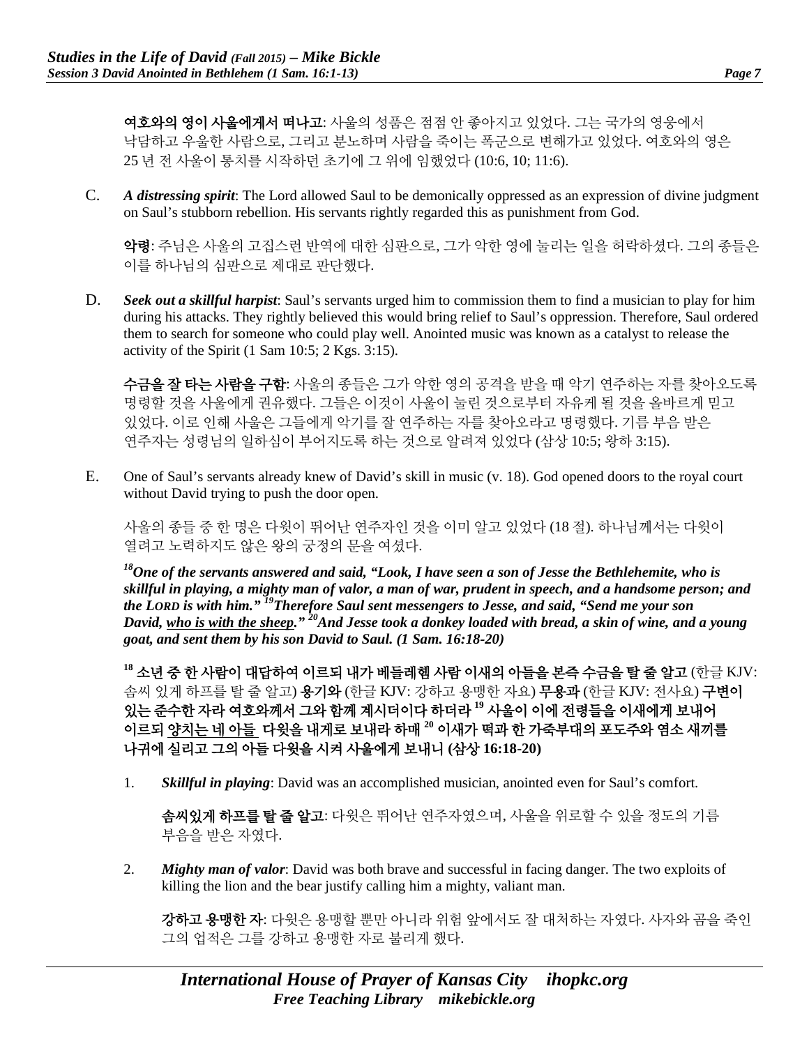**여호와의 영이 사울에게서 떠나고**: 사울의 성품은 점점 안 좋아지고 있었다. 그는 국가의 영웅에서 낙담하고 우울한 사람으로, 그리고 분노하며 사람을 죽이는 폭군으로 변해가고 있었다. 여호와의 영은 25 년 전 사울이 통치를 시작하던 초기에 그 위에 임했었다 (10:6, 10; 11:6).

C. ***A distressing spirit***: The Lord allowed Saul to be demonically oppressed as an expression of divine judgment on Saul's stubborn rebellion. His servants rightly regarded this as punishment from God.

**악령**: 주님은 사울의 고집스런 반역에 대한 심판으로, 그가 악한 영에 눌리는 일을 허락하셨다. 그의 종들은 이를 하나님의 심판으로 제대로 판단했다.

D. ***Seek out a skillful harpist***: Saul's servants urged him to commission them to find a musician to play for him during his attacks. They rightly believed this would bring relief to Saul's oppression. Therefore, Saul ordered them to search for someone who could play well. Anointed music was known as a catalyst to release the activity of the Spirit (1 Sam 10:5; 2 Kgs. 3:15).

**수금을 잘 타는 사람을 구함**: 사울의 종들은 그가 악한 영의 공격을 받을 때 악기 연주하는 자를 찾아오도록 명령할 것을 사울에게 권유했다. 그들은 이것이 사울이 눌린 것으로부터 자유케 될 것을 올바르게 믿고 있었다. 이로 인해 사울은 그들에게 악기를 잘 연주하는 자를 찾아오라고 명령했다. 기름 부음 받은 연주자는 성령님의 일하심이 부어지도록 하는 것으로 알려져 있었다 (삼상 10:5; 왕하 3:15).

E. One of Saul's servants already knew of David's skill in music (v. 18). God opened doors to the royal court without David trying to push the door open.

사울의 종들 중 한 명은 다윗이 뛰어난 연주자인 것을 이미 알고 있었다 (18 절). 하나님께서는 다윗이 열려고 노력하지도 않은 왕의 궁정의 문을 여셨다.

***[18]One of the servants answered and said, "Look, I have seen a son of Jesse the Bethlehemite, who is skillful in playing, a mighty man of valor, a man of war, prudent in speech, and a handsome person; and the LORD is with him." [19]Therefore Saul sent messengers to Jesse, and said, "Send me your son David, <u>who is with the sheep</u>." [20]And Jesse took a donkey loaded with bread, a skin of wine, and a young goat, and sent them by his son David to Saul. (1 Sam. 16:18-20)***

**[18] 소년 중 한 사람이 대답하여 이르되 내가 베들레헴 사람 이새의 아들을 본즉 수금을 탈 줄 알고** (한글 KJV: 솜씨 있게 하프를 탈 줄 알고) **용기와** (한글 KJV: 강하고 용맹한 자요) **무용과** (한글 KJV: 전사요) **구변이 있는 준수한 자라 여호와께서 그와 함께 계시더이다 하더라 [19] 사울이 이에 전령들을 이새에게 보내어 이르되 <u>양치는 네 아들</u> 다윗을 내게로 보내라 하매 [20] 이새가 떡과 한 가죽부대의 포도주와 염소 새끼를 나귀에 실리고 그의 아들 다윗을 시켜 사울에게 보내니 (삼상 16:18-20)**

1. ***Skillful in playing***: David was an accomplished musician, anointed even for Saul's comfort.

   **솜씨있게 하프를 탈 줄 알고**: 다윗은 뛰어난 연주자였으며, 사울을 위로할 수 있을 정도의 기름 부음을 받은 자였다.

2. ***Mighty man of valor***: David was both brave and successful in facing danger. The two exploits of killing the lion and the bear justify calling him a mighty, valiant man.

   **강하고 용맹한 자**: 다윗은 용맹할 뿐만 아니라 위험 앞에서도 잘 대처하는 자였다. 사자와 곰을 죽인 그의 업적은 그를 강하고 용맹한 자로 불리게 했다.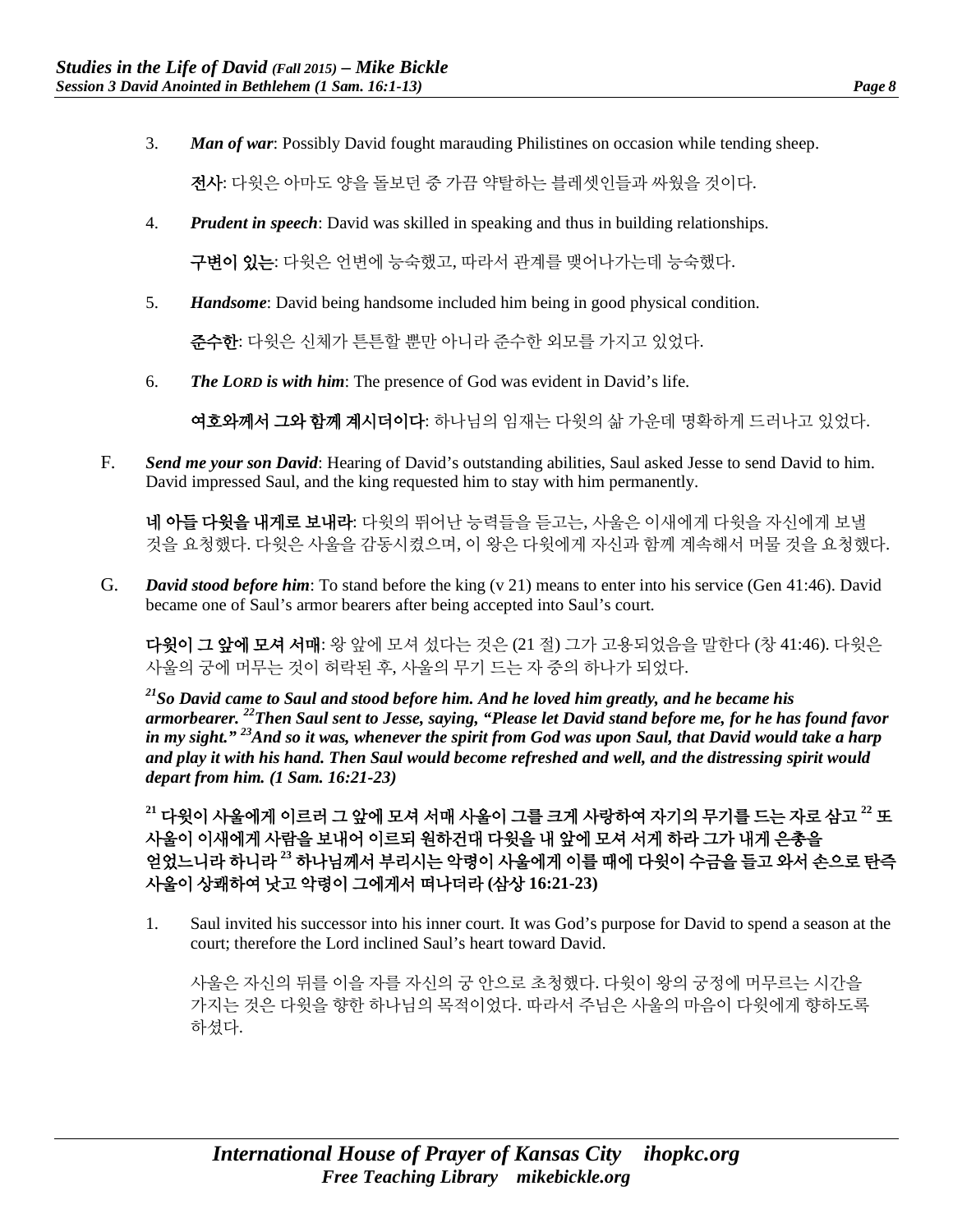3. ***Man of war***: Possibly David fought marauding Philistines on occasion while tending sheep.

   **전사**: 다윗은 아마도 양을 돌보던 중 가끔 약탈하는 블레셋인들과 싸웠을 것이다.

4. ***Prudent in speech***: David was skilled in speaking and thus in building relationships.

   **구변이 있는**: 다윗은 언변에 능숙했고, 따라서 관계를 맺어나가는데 능숙했다.

5. ***Handsome***: David being handsome included him being in good physical condition.

   **준수한**: 다윗은 신체가 튼튼할 뿐만 아니라 준수한 외모를 가지고 있었다.

6. ***The LORD is with him***: The presence of God was evident in David's life.

   **여호와께서 그와 함께 계시더이다**: 하나님의 임재는 다윗의 삶 가운데 명확하게 드러나고 있었다.

F. ***Send me your son David***: Hearing of David's outstanding abilities, Saul asked Jesse to send David to him. David impressed Saul, and the king requested him to stay with him permanently.

**네 아들 다윗을 내게로 보내라**: 다윗의 뛰어난 능력들을 듣고는, 사울은 이새에게 다윗을 자신에게 보낼 것을 요청했다. 다윗은 사울을 감동시켰으며, 이 왕은 다윗에게 자신과 함께 계속해서 머물 것을 요청했다.

G. ***David stood before him***: To stand before the king (v 21) means to enter into his service (Gen 41:46). David became one of Saul's armor bearers after being accepted into Saul's court.

**다윗이 그 앞에 모셔 서매**: 왕 앞에 모셔 섰다는 것은 (21 절) 그가 고용되었음을 말한다 (창 41:46). 다윗은 사울의 궁에 머무는 것이 허락된 후, 사울의 무기 드는 자 중의 하나가 되었다.

***[21]So David came to Saul and stood before him. And he loved him greatly, and he became his armorbearer. [22]Then Saul sent to Jesse, saying, "Please let David stand before me, for he has found favor in my sight." [23]And so it was, whenever the spirit from God was upon Saul, that David would take a harp and play it with his hand. Then Saul would become refreshed and well, and the distressing spirit would depart from him. (1 Sam. 16:21-23)***

**[21] 다윗이 사울에게 이르러 그 앞에 모셔 서매 사울이 그를 크게 사랑하여 자기의 무기를 드는 자로 삼고 [22] 또 사울이 이새에게 사람을 보내어 이르되 원하건대 다윗을 내 앞에 모셔 서게 하라 그가 내게 은총을 얻었느니라 하니라 [23] 하나님께서 부리시는 악령이 사울에게 이를 때에 다윗이 수금을 들고 와서 손으로 탄즉 사울이 상쾌하여 낫고 악령이 그에게서 떠나더라 (삼상 16:21-23)**

1. Saul invited his successor into his inner court. It was God's purpose for David to spend a season at the court; therefore the Lord inclined Saul's heart toward David.

   사울은 자신의 뒤를 이을 자를 자신의 궁 안으로 초청했다. 다윗이 왕의 궁정에 머무르는 시간을 가지는 것은 다윗을 향한 하나님의 목적이었다. 따라서 주님은 사울의 마음이 다윗에게 향하도록 하셨다.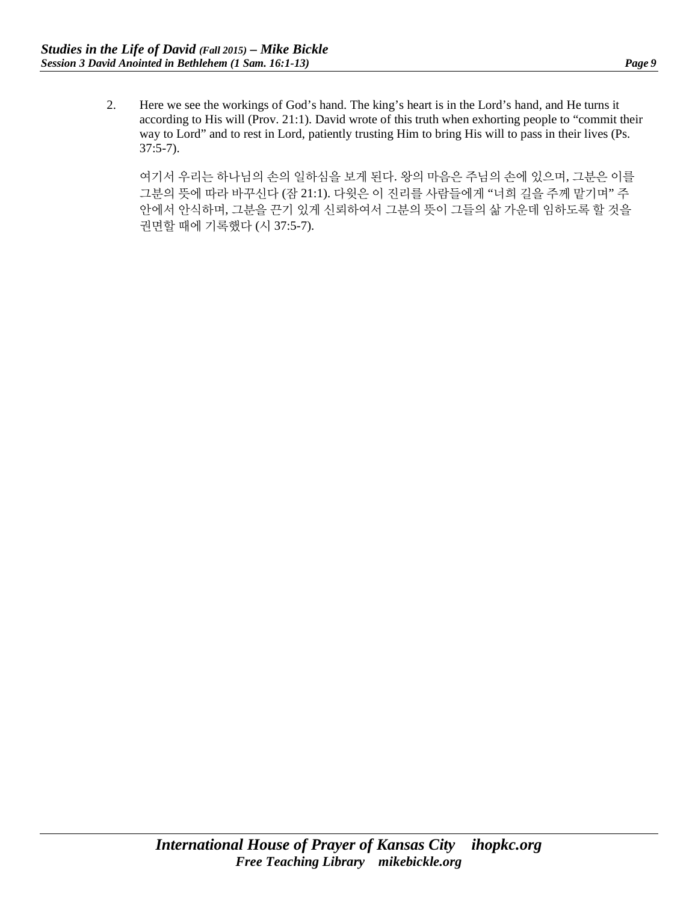2. Here we see the workings of God's hand. The king's heart is in the Lord's hand, and He turns it according to His will (Prov. 21:1). David wrote of this truth when exhorting people to "commit their way to Lord" and to rest in Lord, patiently trusting Him to bring His will to pass in their lives (Ps. 37:5-7).

   여기서 우리는 하나님의 손의 일하심을 보게 된다. 왕의 마음은 주님의 손에 있으며, 그분은 이를 그분의 뜻에 따라 바꾸신다 (잠 21:1). 다윗은 이 진리를 사람들에게 "너희 길을 주께 맡기며" 주 안에서 안식하며, 그분을 끈기 있게 신뢰하여서 그분의 뜻이 그들의 삶 가운데 임하도록 할 것을 권면할 때에 기록했다 (시 37:5-7).